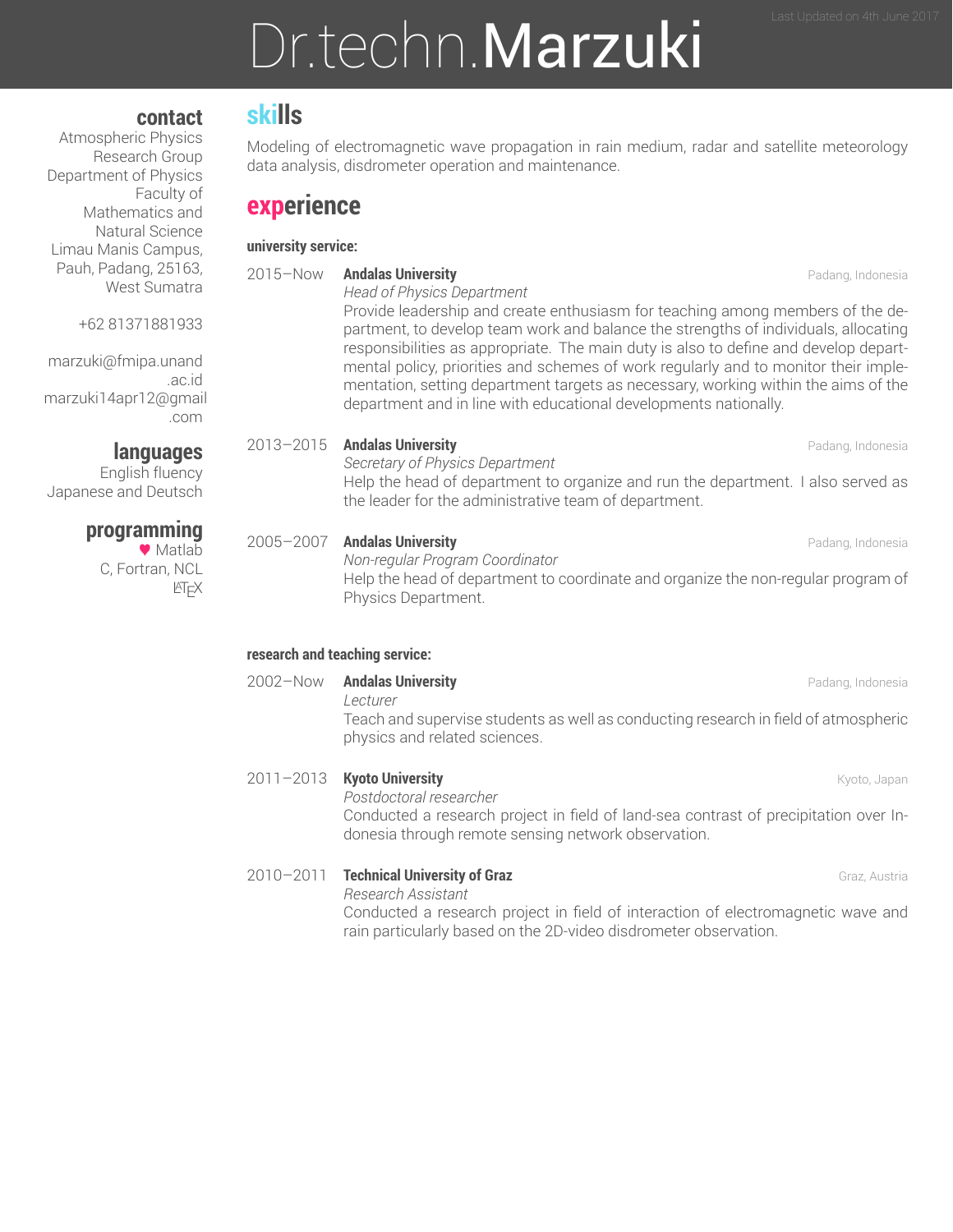Last Updated on 4th June 2017

# Dr.techn.**Marzuki**

## contact

Atmospheric Physics Research Group
Department of Physics
Faculty of Mathematics and Natural Science
Limau Manis Campus, Pauh, Padang, 25163, West Sumatra

+62 81371881933

marzuki@fmipa.unand.ac.id
marzuki14apr12@gmail.com

## languages

English fluency
Japanese and Deutsch

## programming

♥ Matlab
C, Fortran, NCL
LaTeX

## skills

Modeling of electromagnetic wave propagation in rain medium, radar and satellite meteorology data analysis, disdrometer operation and maintenance.

## experience

### university service:

**2015–Now** — **Andalas University** — Padang, Indonesia
*Head of Physics Department*
Provide leadership and create enthusiasm for teaching among members of the department, to develop team work and balance the strengths of individuals, allocating responsibilities as appropriate. The main duty is also to define and develop departmental policy, priorities and schemes of work regularly and to monitor their implementation, setting department targets as necessary, working within the aims of the department and in line with educational developments nationally.

**2013–2015** — **Andalas University** — Padang, Indonesia
*Secretary of Physics Department*
Help the head of department to organize and run the department. I also served as the leader for the administrative team of department.

**2005–2007** — **Andalas University** — Padang, Indonesia
*Non-regular Program Coordinator*
Help the head of department to coordinate and organize the non-regular program of Physics Department.

### research and teaching service:

**2002–Now** — **Andalas University** — Padang, Indonesia
*Lecturer*
Teach and supervise students as well as conducting research in field of atmospheric physics and related sciences.

**2011–2013** — **Kyoto University** — Kyoto, Japan
*Postdoctoral researcher*
Conducted a research project in field of land-sea contrast of precipitation over Indonesia through remote sensing network observation.

**2010–2011** — **Technical University of Graz** — Graz, Austria
*Research Assistant*
Conducted a research project in field of interaction of electromagnetic wave and rain particularly based on the 2D-video disdrometer observation.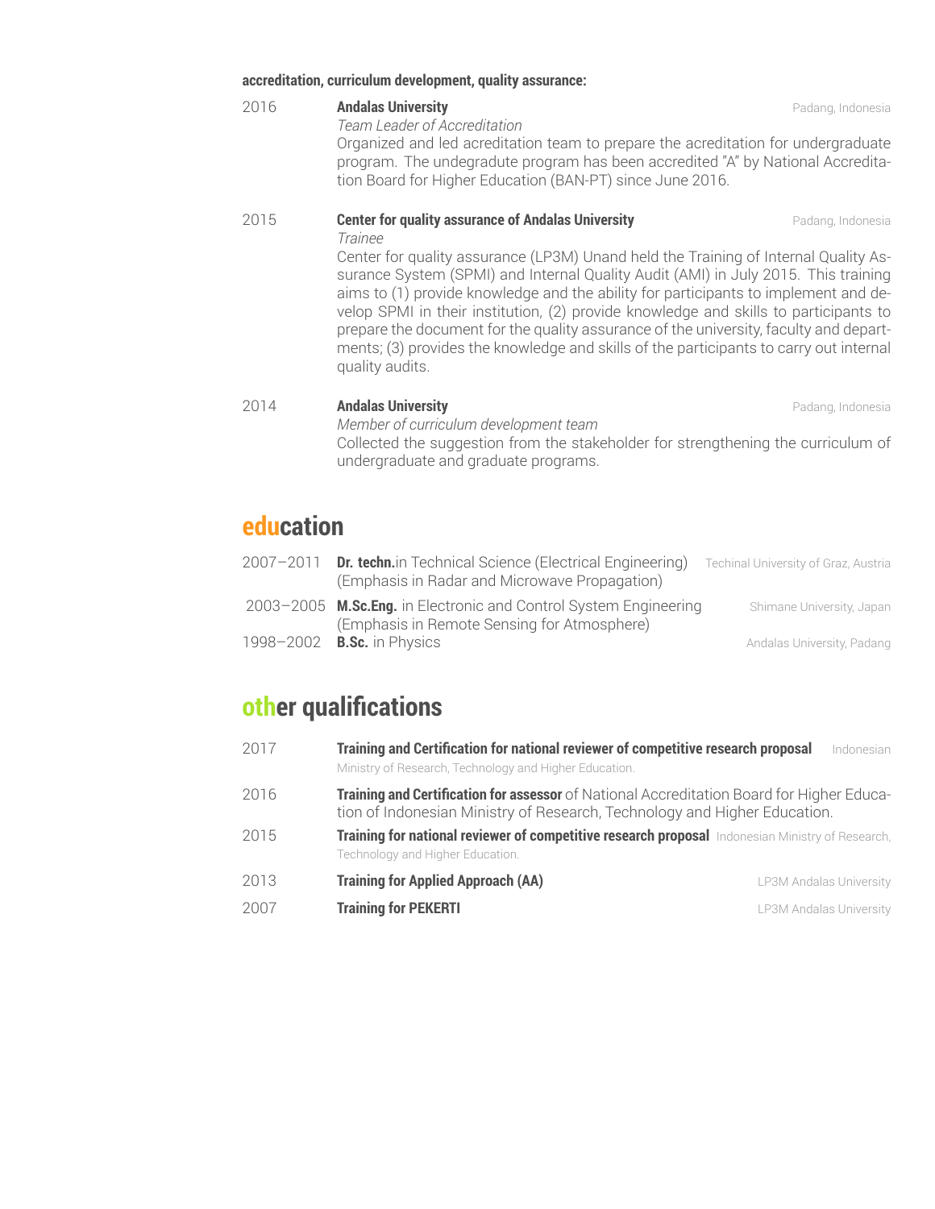**accreditation, curriculum development, quality assurance:**

2016 **Andalas University** Padang, Indonesia
*Team Leader of Accreditation*
Organized and led acreditation team to prepare the acreditation for undergraduate program. The undegradute program has been accredited "A" by National Accreditation Board for Higher Education (BAN-PT) since June 2016.

2015 **Center for quality assurance of Andalas University** Padang, Indonesia
*Trainee*
Center for quality assurance (LP3M) Unand held the Training of Internal Quality Assurance System (SPMI) and Internal Quality Audit (AMI) in July 2015. This training aims to (1) provide knowledge and the ability for participants to implement and develop SPMI in their institution, (2) provide knowledge and skills to participants to prepare the document for the quality assurance of the university, faculty and departments; (3) provides the knowledge and skills of the participants to carry out internal quality audits.

2014 **Andalas University** Padang, Indonesia
*Member of curriculum development team*
Collected the suggestion from the stakeholder for strengthening the curriculum of undergraduate and graduate programs.

## education

2007–2011 **Dr. techn.**in Technical Science (Electrical Engineering) (Emphasis in Radar and Microwave Propagation) Techinal University of Graz, Austria

2003–2005 **M.Sc.Eng.** in Electronic and Control System Engineering (Emphasis in Remote Sensing for Atmosphere) Shimane University, Japan

1998–2002 **B.Sc.** in Physics Andalas University, Padang

## other qualifications

2017 **Training and Certification for national reviewer of competitive research proposal** Indonesian Ministry of Research, Technology and Higher Education.

2016 **Training and Certification for assessor** of National Accreditation Board for Higher Education of Indonesian Ministry of Research, Technology and Higher Education.

2015 **Training for national reviewer of competitive research proposal** Indonesian Ministry of Research, Technology and Higher Education.

2013 **Training for Applied Approach (AA)** LP3M Andalas University

2007 **Training for PEKERTI** LP3M Andalas University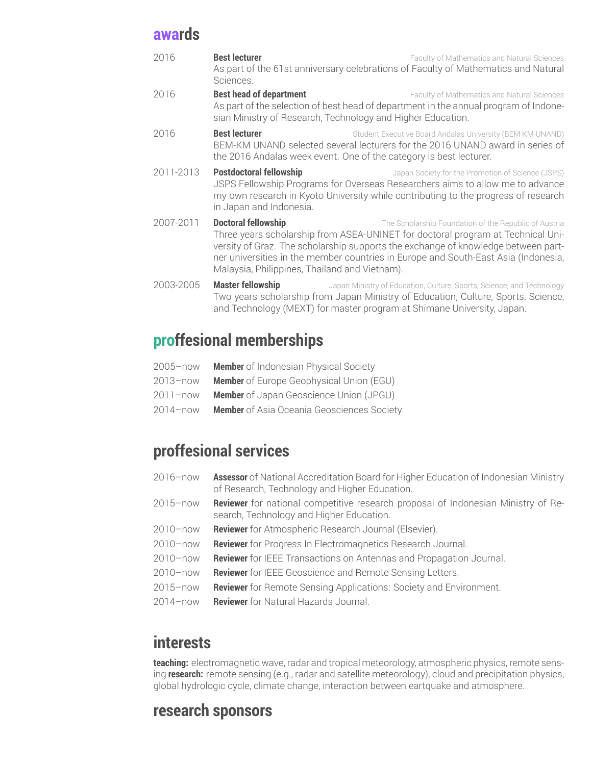## awards

2016 **Best lecturer** — Faculty of Mathematics and Natural Sciences
As part of the 61st anniversary celebrations of Faculty of Mathematics and Natural Sciences.

2016 **Best head of department** — Faculty of Mathematics and Natural Sciences
As part of the selection of best head of department in the annual program of Indonesian Ministry of Research, Technology and Higher Education.

2016 **Best lecturer** — Student Executive Board Andalas University (BEM KM UNAND)
BEM-KM UNAND selected several lecturers for the 2016 UNAND award in series of the 2016 Andalas week event. One of the category is best lecturer.

2011-2013 **Postdoctoral fellowship** — Japan Society for the Promotion of Science (JSPS)
JSPS Fellowship Programs for Overseas Researchers aims to allow me to advance my own research in Kyoto University while contributing to the progress of research in Japan and Indonesia.

2007-2011 **Doctoral fellowship** — The Scholarship Foundation of the Republic of Austria
Three years scholarship from ASEA-UNINET for doctoral program at Technical University of Graz. The scholarship supports the exchange of knowledge between partner universities in the member countries in Europe and South-East Asia (Indonesia, Malaysia, Philippines, Thailand and Vietnam).

2003-2005 **Master fellowship** — Japan Ministry of Education, Culture, Sports, Science, and Technology
Two years scholarship from Japan Ministry of Education, Culture, Sports, Science, and Technology (MEXT) for master program at Shimane University, Japan.

## proffesional memberships

- 2005–now **Member** of Indonesian Physical Society
- 2013–now **Member** of Europe Geophysical Union (EGU)
- 2011–now **Member** of Japan Geoscience Union (JPGU)
- 2014–now **Member** of Asia Oceania Geosciences Society

## proffesional services

- 2016–now **Assessor** of National Accreditation Board for Higher Education of Indonesian Ministry of Research, Technology and Higher Education.
- 2015–now **Reviewer** for national competitive research proposal of Indonesian Ministry of Research, Technology and Higher Education.
- 2010–now **Reviewer** for Atmospheric Research Journal (Elsevier).
- 2010–now **Reviewer** for Progress In Electromagnetics Research Journal.
- 2010–now **Reviewer** for IEEE Transactions on Antennas and Propagation Journal.
- 2010–now **Reviewer** for IEEE Geoscience and Remote Sensing Letters.
- 2015–now **Reviewer** for Remote Sensing Applications: Society and Environment.
- 2014–now **Reviewer** for Natural Hazards Journal.

## interests

**teaching:** electromagnetic wave, radar and tropical meteorology, atmospheric physics, remote sensing **research:** remote sensing (e.g., radar and satellite meteorology), cloud and precipitation physics, global hydrologic cycle, climate change, interaction between eartquake and atmosphere.

## research sponsors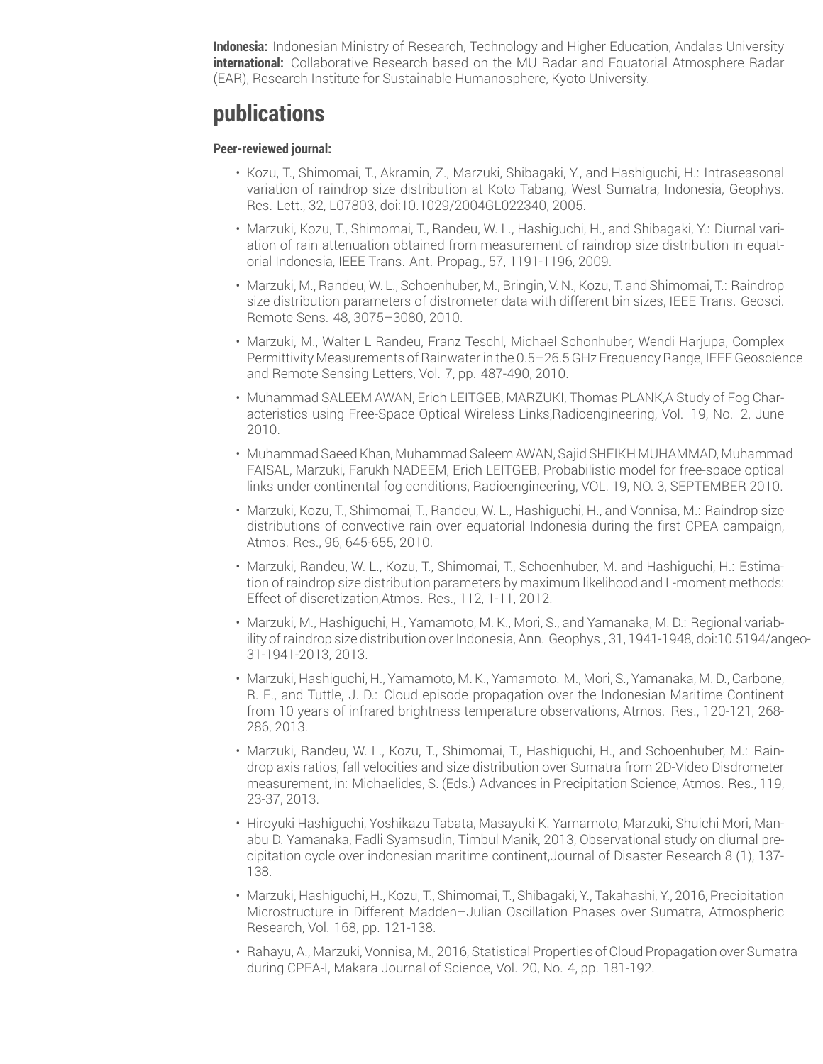**Indonesia:** Indonesian Ministry of Research, Technology and Higher Education, Andalas University
**international:** Collaborative Research based on the MU Radar and Equatorial Atmosphere Radar (EAR), Research Institute for Sustainable Humanosphere, Kyoto University.

## publications

**Peer-reviewed journal:**

- Kozu, T., Shimomai, T., Akramin, Z., Marzuki, Shibagaki, Y., and Hashiguchi, H.: Intraseasonal variation of raindrop size distribution at Koto Tabang, West Sumatra, Indonesia, Geophys. Res. Lett., 32, L07803, doi:10.1029/2004GL022340, 2005.
- Marzuki, Kozu, T., Shimomai, T., Randeu, W. L., Hashiguchi, H., and Shibagaki, Y.: Diurnal variation of rain attenuation obtained from measurement of raindrop size distribution in equatorial Indonesia, IEEE Trans. Ant. Propag., 57, 1191-1196, 2009.
- Marzuki, M., Randeu, W. L., Schoenhuber, M., Bringin, V. N., Kozu, T. and Shimomai, T.: Raindrop size distribution parameters of distrometer data with different bin sizes, IEEE Trans. Geosci. Remote Sens. 48, 3075–3080, 2010.
- Marzuki, M., Walter L Randeu, Franz Teschl, Michael Schonhuber, Wendi Harjupa, Complex Permittivity Measurements of Rainwater in the 0.5–26.5 GHz Frequency Range, IEEE Geoscience and Remote Sensing Letters, Vol. 7, pp. 487-490, 2010.
- Muhammad SALEEM AWAN, Erich LEITGEB, MARZUKI, Thomas PLANK,A Study of Fog Characteristics using Free-Space Optical Wireless Links,Radioengineering, Vol. 19, No. 2, June 2010.
- Muhammad Saeed Khan, Muhammad Saleem AWAN, Sajid SHEIKH MUHAMMAD, Muhammad FAISAL, Marzuki, Farukh NADEEM, Erich LEITGEB, Probabilistic model for free-space optical links under continental fog conditions, Radioengineering, VOL. 19, NO. 3, SEPTEMBER 2010.
- Marzuki, Kozu, T., Shimomai, T., Randeu, W. L., Hashiguchi, H., and Vonnisa, M.: Raindrop size distributions of convective rain over equatorial Indonesia during the first CPEA campaign, Atmos. Res., 96, 645-655, 2010.
- Marzuki, Randeu, W. L., Kozu, T., Shimomai, T., Schoenhuber, M. and Hashiguchi, H.: Estimation of raindrop size distribution parameters by maximum likelihood and L-moment methods: Effect of discretization,Atmos. Res., 112, 1-11, 2012.
- Marzuki, M., Hashiguchi, H., Yamamoto, M. K., Mori, S., and Yamanaka, M. D.: Regional variability of raindrop size distribution over Indonesia, Ann. Geophys., 31, 1941-1948, doi:10.5194/angeo-31-1941-2013, 2013.
- Marzuki, Hashiguchi, H., Yamamoto, M. K., Yamamoto. M., Mori, S., Yamanaka, M. D., Carbone, R. E., and Tuttle, J. D.: Cloud episode propagation over the Indonesian Maritime Continent from 10 years of infrared brightness temperature observations, Atmos. Res., 120-121, 268-286, 2013.
- Marzuki, Randeu, W. L., Kozu, T., Shimomai, T., Hashiguchi, H., and Schoenhuber, M.: Raindrop axis ratios, fall velocities and size distribution over Sumatra from 2D-Video Disdrometer measurement, in: Michaelides, S. (Eds.) Advances in Precipitation Science, Atmos. Res., 119, 23-37, 2013.
- Hiroyuki Hashiguchi, Yoshikazu Tabata, Masayuki K. Yamamoto, Marzuki, Shuichi Mori, Manabu D. Yamanaka, Fadli Syamsudin, Timbul Manik, 2013, Observational study on diurnal precipitation cycle over indonesian maritime continent,Journal of Disaster Research 8 (1), 137-138.
- Marzuki, Hashiguchi, H., Kozu, T., Shimomai, T., Shibagaki, Y., Takahashi, Y., 2016, Precipitation Microstructure in Different Madden–Julian Oscillation Phases over Sumatra, Atmospheric Research, Vol. 168, pp. 121-138.
- Rahayu, A., Marzuki, Vonnisa, M., 2016, Statistical Properties of Cloud Propagation over Sumatra during CPEA-I, Makara Journal of Science, Vol. 20, No. 4, pp. 181-192.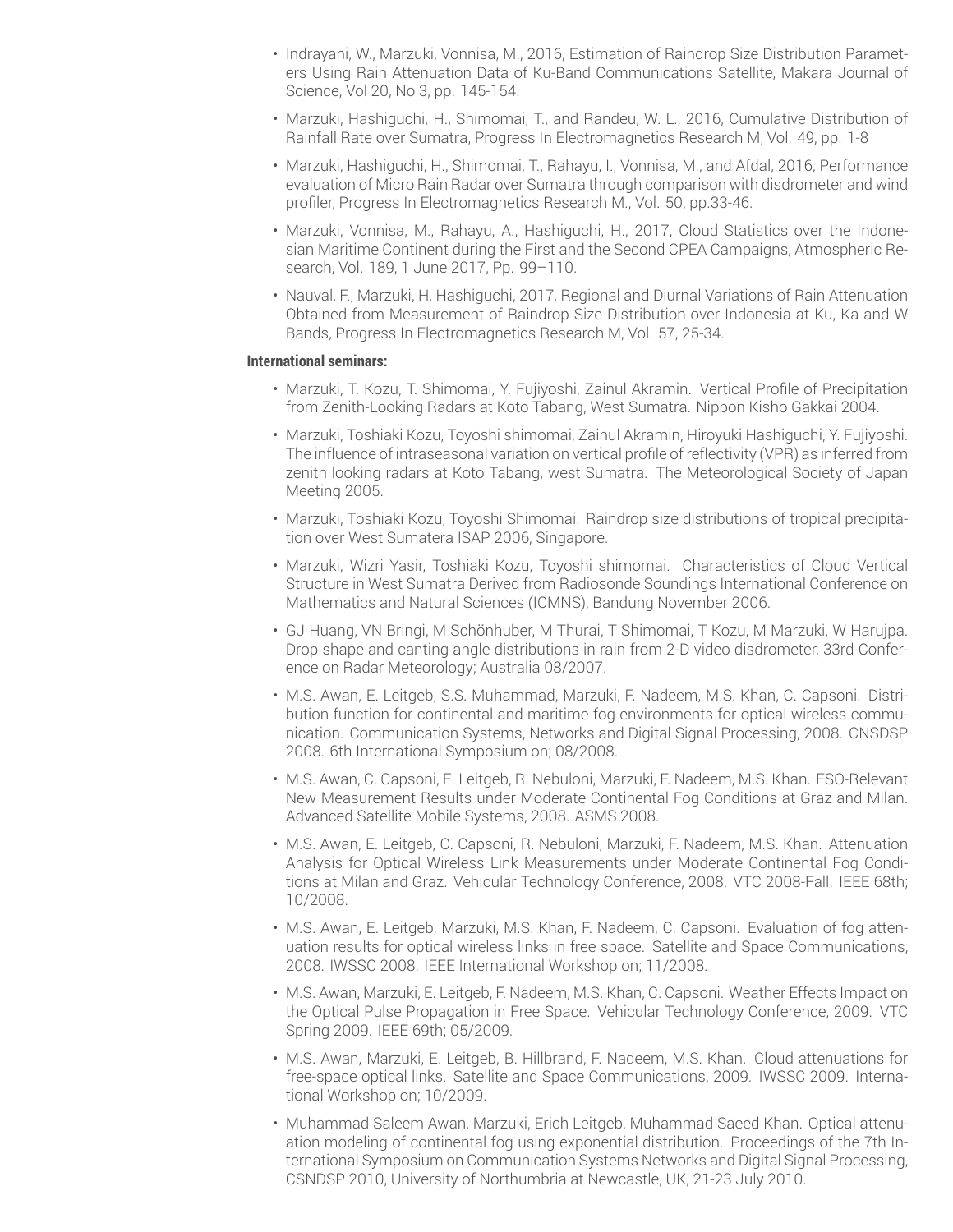- Indrayani, W., Marzuki, Vonnisa, M., 2016, Estimation of Raindrop Size Distribution Parameters Using Rain Attenuation Data of Ku-Band Communications Satellite, Makara Journal of Science, Vol 20, No 3, pp. 145-154.
- Marzuki, Hashiguchi, H., Shimomai, T., and Randeu, W. L., 2016, Cumulative Distribution of Rainfall Rate over Sumatra, Progress In Electromagnetics Research M, Vol. 49, pp. 1-8
- Marzuki, Hashiguchi, H., Shimomai, T., Rahayu, I., Vonnisa, M., and Afdal, 2016, Performance evaluation of Micro Rain Radar over Sumatra through comparison with disdrometer and wind profiler, Progress In Electromagnetics Research M., Vol. 50, pp.33-46.
- Marzuki, Vonnisa, M., Rahayu, A., Hashiguchi, H., 2017, Cloud Statistics over the Indonesian Maritime Continent during the First and the Second CPEA Campaigns, Atmospheric Research, Vol. 189, 1 June 2017, Pp. 99–110.
- Nauval, F., Marzuki, H, Hashiguchi, 2017, Regional and Diurnal Variations of Rain Attenuation Obtained from Measurement of Raindrop Size Distribution over Indonesia at Ku, Ka and W Bands, Progress In Electromagnetics Research M, Vol. 57, 25-34.

**International seminars:**

- Marzuki, T. Kozu, T. Shimomai, Y. Fujiyoshi, Zainul Akramin. Vertical Profile of Precipitation from Zenith-Looking Radars at Koto Tabang, West Sumatra. Nippon Kisho Gakkai 2004.
- Marzuki, Toshiaki Kozu, Toyoshi shimomai, Zainul Akramin, Hiroyuki Hashiguchi, Y. Fujiyoshi. The influence of intraseasonal variation on vertical profile of reflectivity (VPR) as inferred from zenith looking radars at Koto Tabang, west Sumatra. The Meteorological Society of Japan Meeting 2005.
- Marzuki, Toshiaki Kozu, Toyoshi Shimomai. Raindrop size distributions of tropical precipitation over West Sumatera ISAP 2006, Singapore.
- Marzuki, Wizri Yasir, Toshiaki Kozu, Toyoshi shimomai. Characteristics of Cloud Vertical Structure in West Sumatra Derived from Radiosonde Soundings International Conference on Mathematics and Natural Sciences (ICMNS), Bandung November 2006.
- GJ Huang, VN Bringi, M Schönhuber, M Thurai, T Shimomai, T Kozu, M Marzuki, W Harujpa. Drop shape and canting angle distributions in rain from 2-D video disdrometer, 33rd Conference on Radar Meteorology; Australia 08/2007.
- M.S. Awan, E. Leitgeb, S.S. Muhammad, Marzuki, F. Nadeem, M.S. Khan, C. Capsoni. Distribution function for continental and maritime fog environments for optical wireless communication. Communication Systems, Networks and Digital Signal Processing, 2008. CNSDSP 2008. 6th International Symposium on; 08/2008.
- M.S. Awan, C. Capsoni, E. Leitgeb, R. Nebuloni, Marzuki, F. Nadeem, M.S. Khan. FSO-Relevant New Measurement Results under Moderate Continental Fog Conditions at Graz and Milan. Advanced Satellite Mobile Systems, 2008. ASMS 2008.
- M.S. Awan, E. Leitgeb, C. Capsoni, R. Nebuloni, Marzuki, F. Nadeem, M.S. Khan. Attenuation Analysis for Optical Wireless Link Measurements under Moderate Continental Fog Conditions at Milan and Graz. Vehicular Technology Conference, 2008. VTC 2008-Fall. IEEE 68th; 10/2008.
- M.S. Awan, E. Leitgeb, Marzuki, M.S. Khan, F. Nadeem, C. Capsoni. Evaluation of fog attenuation results for optical wireless links in free space. Satellite and Space Communications, 2008. IWSSC 2008. IEEE International Workshop on; 11/2008.
- M.S. Awan, Marzuki, E. Leitgeb, F. Nadeem, M.S. Khan, C. Capsoni. Weather Effects Impact on the Optical Pulse Propagation in Free Space. Vehicular Technology Conference, 2009. VTC Spring 2009. IEEE 69th; 05/2009.
- M.S. Awan, Marzuki, E. Leitgeb, B. Hillbrand, F. Nadeem, M.S. Khan. Cloud attenuations for free-space optical links. Satellite and Space Communications, 2009. IWSSC 2009. International Workshop on; 10/2009.
- Muhammad Saleem Awan, Marzuki, Erich Leitgeb, Muhammad Saeed Khan. Optical attenuation modeling of continental fog using exponential distribution. Proceedings of the 7th International Symposium on Communication Systems Networks and Digital Signal Processing, CSNDSP 2010, University of Northumbria at Newcastle, UK, 21-23 July 2010.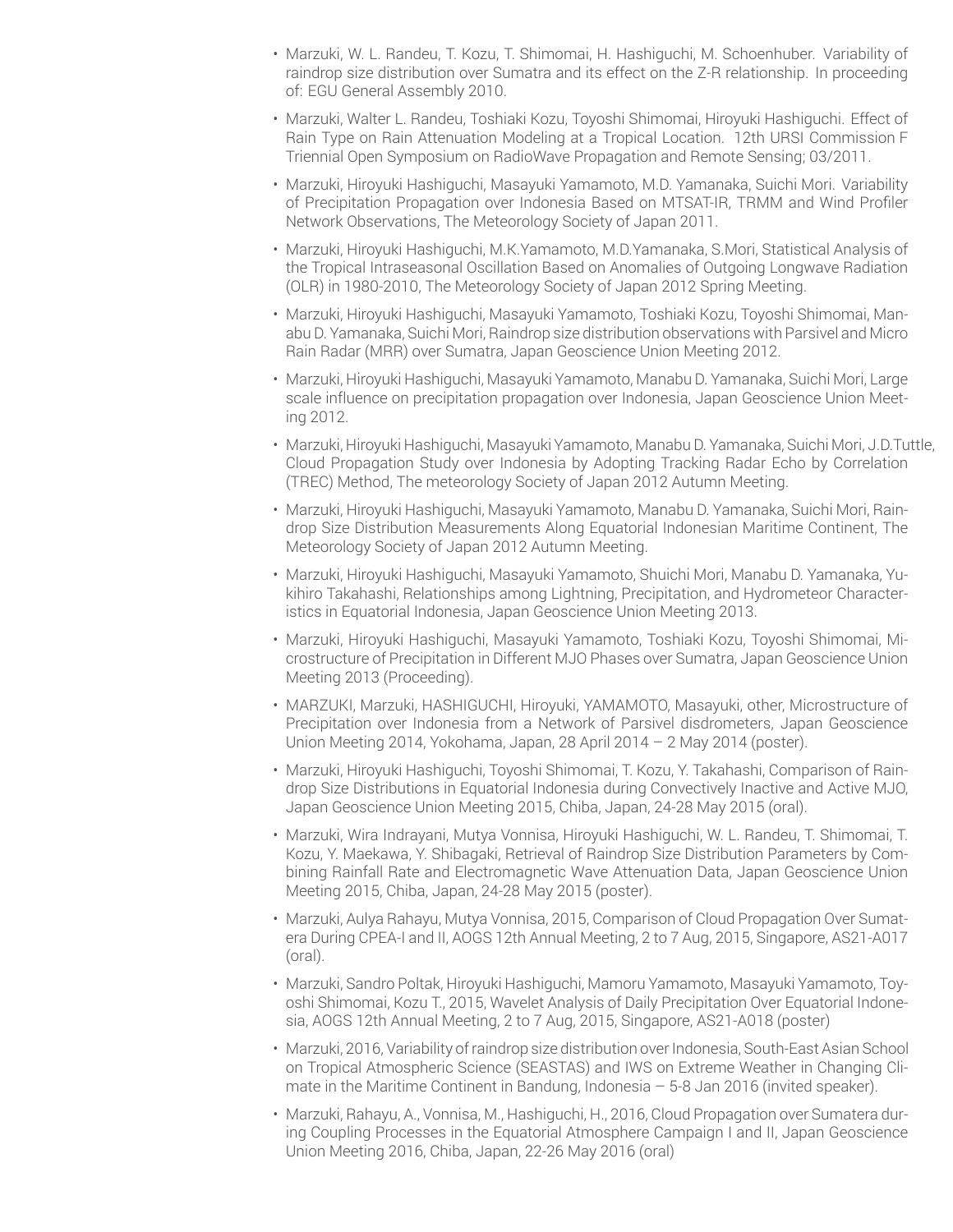- Marzuki, W. L. Randeu, T. Kozu, T. Shimomai, H. Hashiguchi, M. Schoenhuber. Variability of raindrop size distribution over Sumatra and its effect on the Z-R relationship. In proceeding of: EGU General Assembly 2010.
- Marzuki, Walter L. Randeu, Toshiaki Kozu, Toyoshi Shimomai, Hiroyuki Hashiguchi. Effect of Rain Type on Rain Attenuation Modeling at a Tropical Location. 12th URSI Commission F Triennial Open Symposium on RadioWave Propagation and Remote Sensing; 03/2011.
- Marzuki, Hiroyuki Hashiguchi, Masayuki Yamamoto, M.D. Yamanaka, Suichi Mori. Variability of Precipitation Propagation over Indonesia Based on MTSAT-IR, TRMM and Wind Profiler Network Observations, The Meteorology Society of Japan 2011.
- Marzuki, Hiroyuki Hashiguchi, M.K.Yamamoto, M.D.Yamanaka, S.Mori, Statistical Analysis of the Tropical Intraseasonal Oscillation Based on Anomalies of Outgoing Longwave Radiation (OLR) in 1980-2010, The Meteorology Society of Japan 2012 Spring Meeting.
- Marzuki, Hiroyuki Hashiguchi, Masayuki Yamamoto, Toshiaki Kozu, Toyoshi Shimomai, Manabu D. Yamanaka, Suichi Mori, Raindrop size distribution observations with Parsivel and Micro Rain Radar (MRR) over Sumatra, Japan Geoscience Union Meeting 2012.
- Marzuki, Hiroyuki Hashiguchi, Masayuki Yamamoto, Manabu D. Yamanaka, Suichi Mori, Large scale influence on precipitation propagation over Indonesia, Japan Geoscience Union Meeting 2012.
- Marzuki, Hiroyuki Hashiguchi, Masayuki Yamamoto, Manabu D. Yamanaka, Suichi Mori, J.D.Tuttle, Cloud Propagation Study over Indonesia by Adopting Tracking Radar Echo by Correlation (TREC) Method, The meteorology Society of Japan 2012 Autumn Meeting.
- Marzuki, Hiroyuki Hashiguchi, Masayuki Yamamoto, Manabu D. Yamanaka, Suichi Mori, Raindrop Size Distribution Measurements Along Equatorial Indonesian Maritime Continent, The Meteorology Society of Japan 2012 Autumn Meeting.
- Marzuki, Hiroyuki Hashiguchi, Masayuki Yamamoto, Shuichi Mori, Manabu D. Yamanaka, Yukihiro Takahashi, Relationships among Lightning, Precipitation, and Hydrometeor Characteristics in Equatorial Indonesia, Japan Geoscience Union Meeting 2013.
- Marzuki, Hiroyuki Hashiguchi, Masayuki Yamamoto, Toshiaki Kozu, Toyoshi Shimomai, Microstructure of Precipitation in Different MJO Phases over Sumatra, Japan Geoscience Union Meeting 2013 (Proceeding).
- MARZUKI, Marzuki, HASHIGUCHI, Hiroyuki, YAMAMOTO, Masayuki, other, Microstructure of Precipitation over Indonesia from a Network of Parsivel disdrometers, Japan Geoscience Union Meeting 2014, Yokohama, Japan, 28 April 2014 – 2 May 2014 (poster).
- Marzuki, Hiroyuki Hashiguchi, Toyoshi Shimomai, T. Kozu, Y. Takahashi, Comparison of Raindrop Size Distributions in Equatorial Indonesia during Convectively Inactive and Active MJO, Japan Geoscience Union Meeting 2015, Chiba, Japan, 24-28 May 2015 (oral).
- Marzuki, Wira Indrayani, Mutya Vonnisa, Hiroyuki Hashiguchi, W. L. Randeu, T. Shimomai, T. Kozu, Y. Maekawa, Y. Shibagaki, Retrieval of Raindrop Size Distribution Parameters by Combining Rainfall Rate and Electromagnetic Wave Attenuation Data, Japan Geoscience Union Meeting 2015, Chiba, Japan, 24-28 May 2015 (poster).
- Marzuki, Aulya Rahayu, Mutya Vonnisa, 2015, Comparison of Cloud Propagation Over Sumatera During CPEA-I and II, AOGS 12th Annual Meeting, 2 to 7 Aug, 2015, Singapore, AS21-A017 (oral).
- Marzuki, Sandro Poltak, Hiroyuki Hashiguchi, Mamoru Yamamoto, Masayuki Yamamoto, Toyoshi Shimomai, Kozu T., 2015, Wavelet Analysis of Daily Precipitation Over Equatorial Indonesia, AOGS 12th Annual Meeting, 2 to 7 Aug, 2015, Singapore, AS21-A018 (poster)
- Marzuki, 2016, Variability of raindrop size distribution over Indonesia, South-East Asian School on Tropical Atmospheric Science (SEASTAS) and IWS on Extreme Weather in Changing Climate in the Maritime Continent in Bandung, Indonesia – 5-8 Jan 2016 (invited speaker).
- Marzuki, Rahayu, A., Vonnisa, M., Hashiguchi, H., 2016, Cloud Propagation over Sumatera during Coupling Processes in the Equatorial Atmosphere Campaign I and II, Japan Geoscience Union Meeting 2016, Chiba, Japan, 22-26 May 2016 (oral)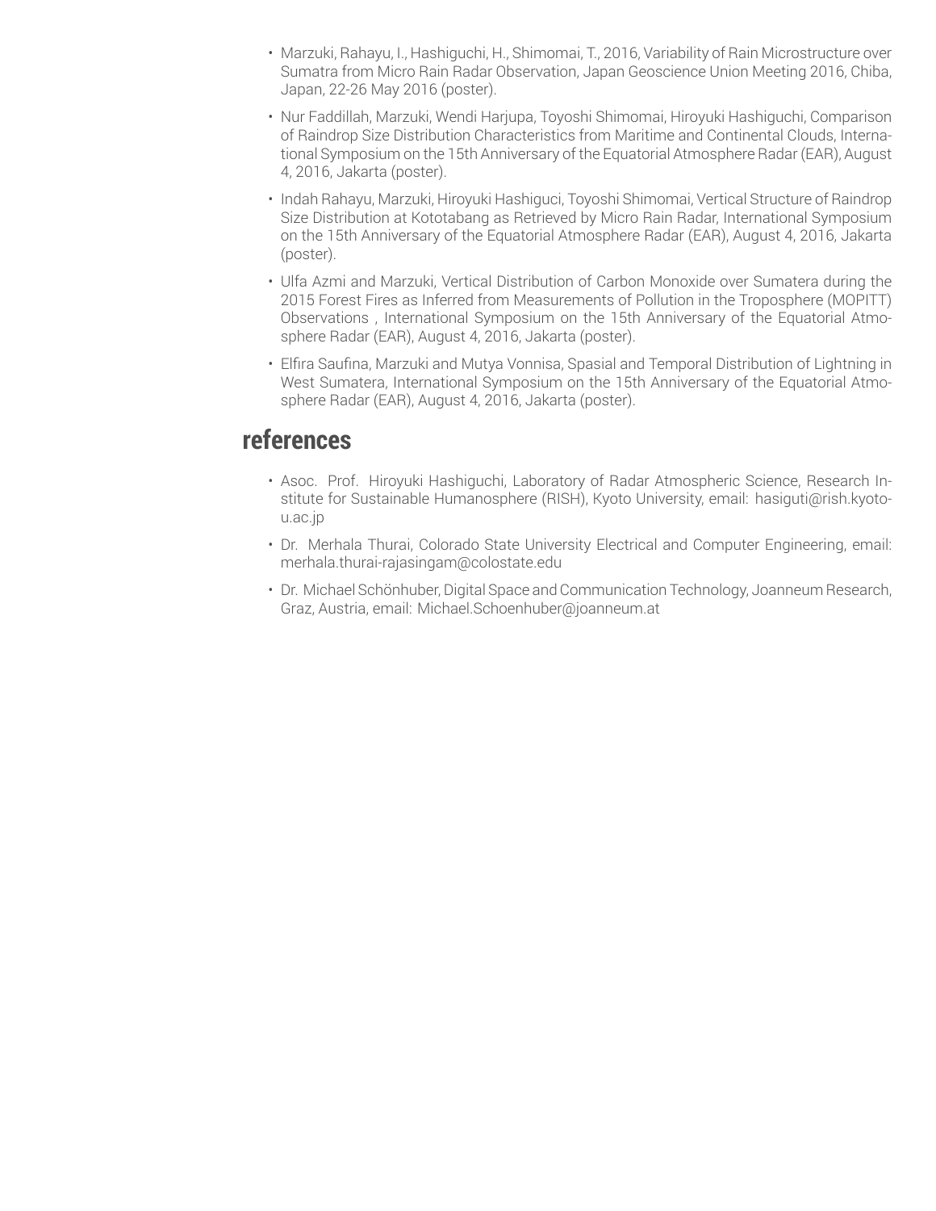- Marzuki, Rahayu, I., Hashiguchi, H., Shimomai, T., 2016, Variability of Rain Microstructure over Sumatra from Micro Rain Radar Observation, Japan Geoscience Union Meeting 2016, Chiba, Japan, 22-26 May 2016 (poster).
- Nur Faddillah, Marzuki, Wendi Harjupa, Toyoshi Shimomai, Hiroyuki Hashiguchi, Comparison of Raindrop Size Distribution Characteristics from Maritime and Continental Clouds, International Symposium on the 15th Anniversary of the Equatorial Atmosphere Radar (EAR), August 4, 2016, Jakarta (poster).
- Indah Rahayu, Marzuki, Hiroyuki Hashiguci, Toyoshi Shimomai, Vertical Structure of Raindrop Size Distribution at Kototabang as Retrieved by Micro Rain Radar, International Symposium on the 15th Anniversary of the Equatorial Atmosphere Radar (EAR), August 4, 2016, Jakarta (poster).
- Ulfa Azmi and Marzuki, Vertical Distribution of Carbon Monoxide over Sumatera during the 2015 Forest Fires as Inferred from Measurements of Pollution in the Troposphere (MOPITT) Observations , International Symposium on the 15th Anniversary of the Equatorial Atmosphere Radar (EAR), August 4, 2016, Jakarta (poster).
- Elfira Saufina, Marzuki and Mutya Vonnisa, Spasial and Temporal Distribution of Lightning in West Sumatera, International Symposium on the 15th Anniversary of the Equatorial Atmosphere Radar (EAR), August 4, 2016, Jakarta (poster).

## references

- Asoc. Prof. Hiroyuki Hashiguchi, Laboratory of Radar Atmospheric Science, Research Institute for Sustainable Humanosphere (RISH), Kyoto University, email: hasiguti@rish.kyoto-u.ac.jp
- Dr. Merhala Thurai, Colorado State University Electrical and Computer Engineering, email: merhala.thurai-rajasingam@colostate.edu
- Dr. Michael Schönhuber, Digital Space and Communication Technology, Joanneum Research, Graz, Austria, email: Michael.Schoenhuber@joanneum.at